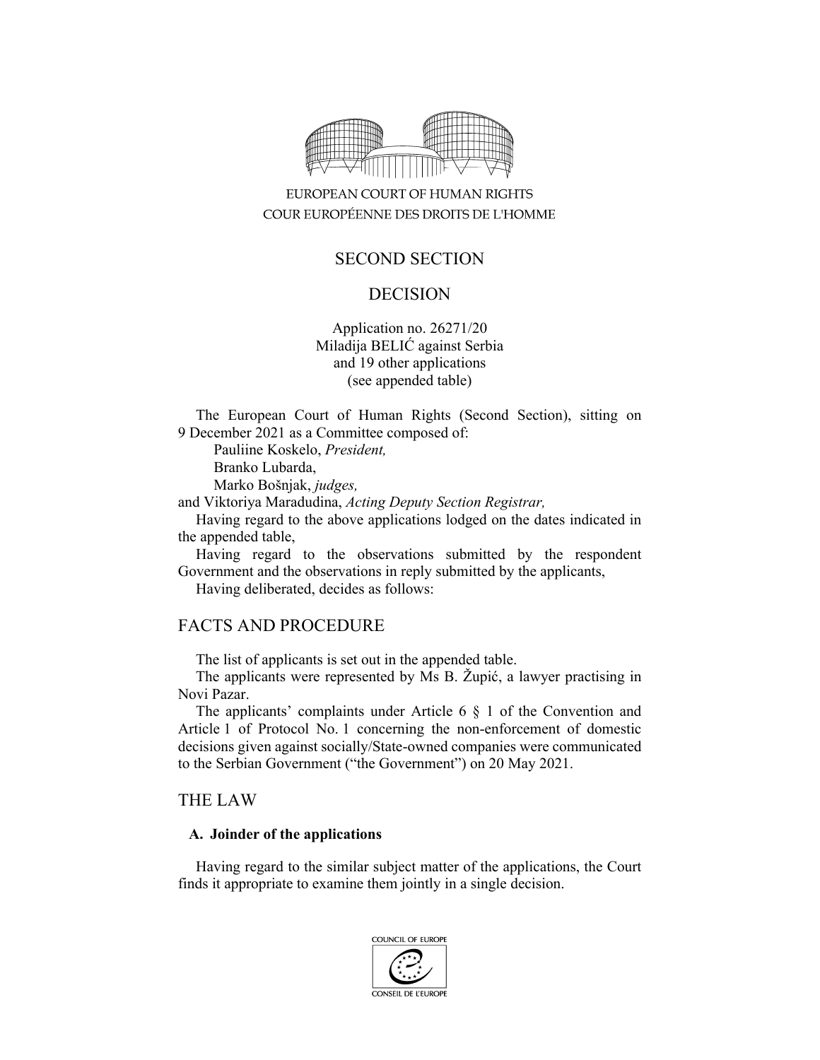EUROPEAN COURT OF HUMAN RIGHTS
COUR EUROPÉENNE DES DROITS DE L'HOMME

SECOND SECTION

DECISION

Application no. 26271/20
Miladija BELIĆ against Serbia
and 19 other applications
(see appended table)

The European Court of Human Rights (Second Section), sitting on 9 December 2021 as a Committee composed of:

Pauliine Koskelo, *President,*
Branko Lubarda,
Marko Bošnjak, *judges,*
and Viktoriya Maradudina, *Acting Deputy Section Registrar,*

Having regard to the above applications lodged on the dates indicated in the appended table,

Having regard to the observations submitted by the respondent Government and the observations in reply submitted by the applicants,

Having deliberated, decides as follows:

## FACTS AND PROCEDURE

The list of applicants is set out in the appended table.

The applicants were represented by Ms B. Župić, a lawyer practising in Novi Pazar.

The applicants' complaints under Article 6 § 1 of the Convention and Article 1 of Protocol No. 1 concerning the non-enforcement of domestic decisions given against socially/State-owned companies were communicated to the Serbian Government ("the Government") on 20 May 2021.

## THE LAW

### A. Joinder of the applications

Having regard to the similar subject matter of the applications, the Court finds it appropriate to examine them jointly in a single decision.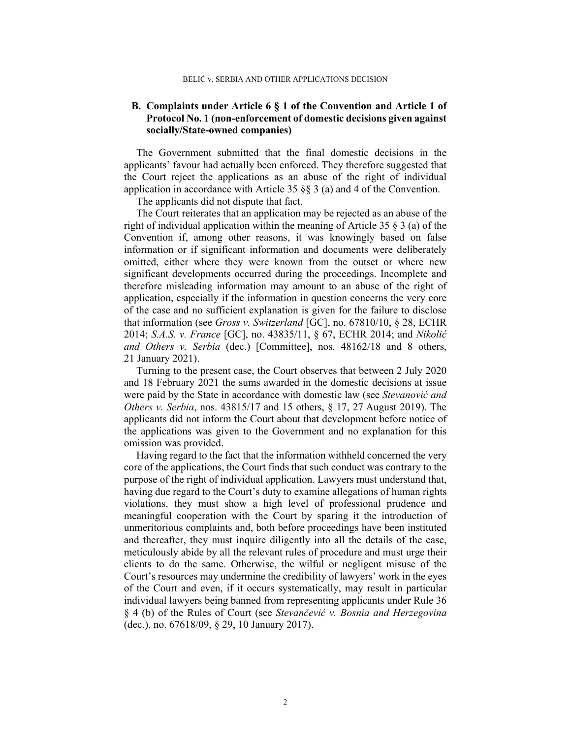## B. Complaints under Article 6 § 1 of the Convention and Article 1 of Protocol No. 1 (non-enforcement of domestic decisions given against socially/State-owned companies)

The Government submitted that the final domestic decisions in the applicants' favour had actually been enforced. They therefore suggested that the Court reject the applications as an abuse of the right of individual application in accordance with Article 35 §§ 3 (a) and 4 of the Convention.

The applicants did not dispute that fact.

The Court reiterates that an application may be rejected as an abuse of the right of individual application within the meaning of Article 35 § 3 (a) of the Convention if, among other reasons, it was knowingly based on false information or if significant information and documents were deliberately omitted, either where they were known from the outset or where new significant developments occurred during the proceedings. Incomplete and therefore misleading information may amount to an abuse of the right of application, especially if the information in question concerns the very core of the case and no sufficient explanation is given for the failure to disclose that information (see *Gross v. Switzerland* [GC], no. 67810/10, § 28, ECHR 2014; *S.A.S. v. France* [GC], no. 43835/11, § 67, ECHR 2014; and *Nikolić and Others v. Serbia* (dec.) [Committee], nos. 48162/18 and 8 others, 21 January 2021).

Turning to the present case, the Court observes that between 2 July 2020 and 18 February 2021 the sums awarded in the domestic decisions at issue were paid by the State in accordance with domestic law (see *Stevanović and Others v. Serbia*, nos. 43815/17 and 15 others, § 17, 27 August 2019). The applicants did not inform the Court about that development before notice of the applications was given to the Government and no explanation for this omission was provided.

Having regard to the fact that the information withheld concerned the very core of the applications, the Court finds that such conduct was contrary to the purpose of the right of individual application. Lawyers must understand that, having due regard to the Court's duty to examine allegations of human rights violations, they must show a high level of professional prudence and meaningful cooperation with the Court by sparing it the introduction of unmeritorious complaints and, both before proceedings have been instituted and thereafter, they must inquire diligently into all the details of the case, meticulously abide by all the relevant rules of procedure and must urge their clients to do the same. Otherwise, the wilful or negligent misuse of the Court's resources may undermine the credibility of lawyers' work in the eyes of the Court and even, if it occurs systematically, may result in particular individual lawyers being banned from representing applicants under Rule 36 § 4 (b) of the Rules of Court (see *Stevančević v. Bosnia and Herzegovina* (dec.), no. 67618/09, § 29, 10 January 2017).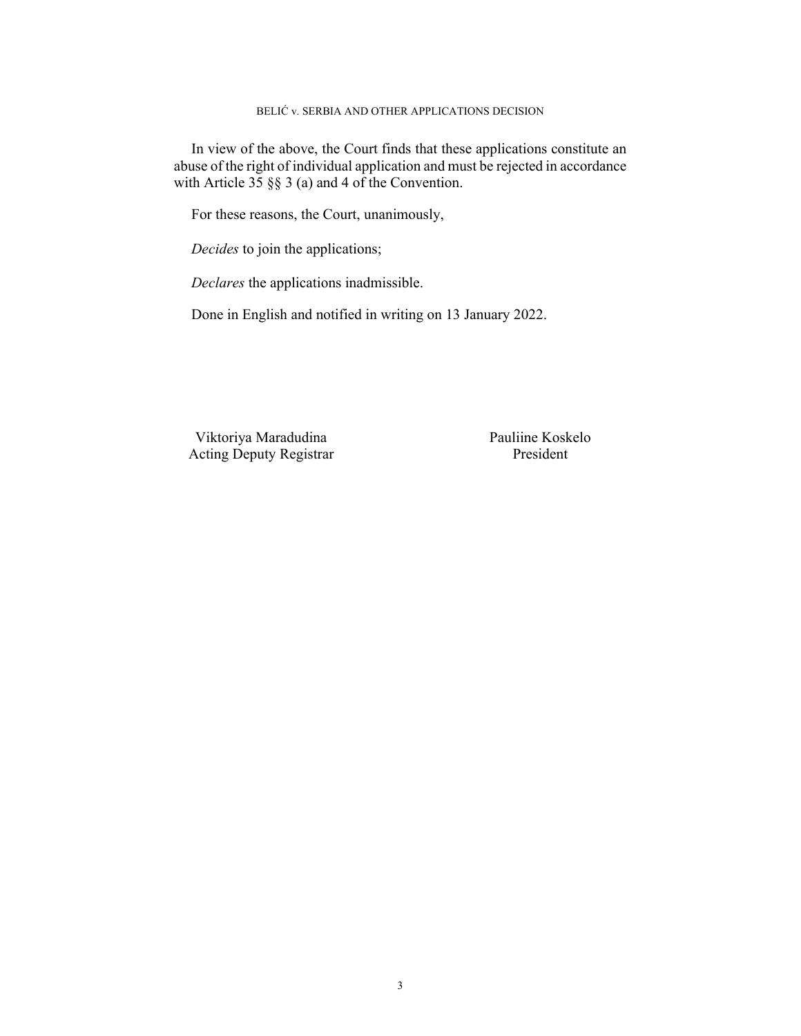In view of the above, the Court finds that these applications constitute an abuse of the right of individual application and must be rejected in accordance with Article 35 §§ 3 (a) and 4 of the Convention.

For these reasons, the Court, unanimously,

*Decides* to join the applications;

*Declares* the applications inadmissible.

Done in English and notified in writing on 13 January 2022.

| Viktoriya Maradudina | Pauliine Koskelo |
|---|---|
| Acting Deputy Registrar | President |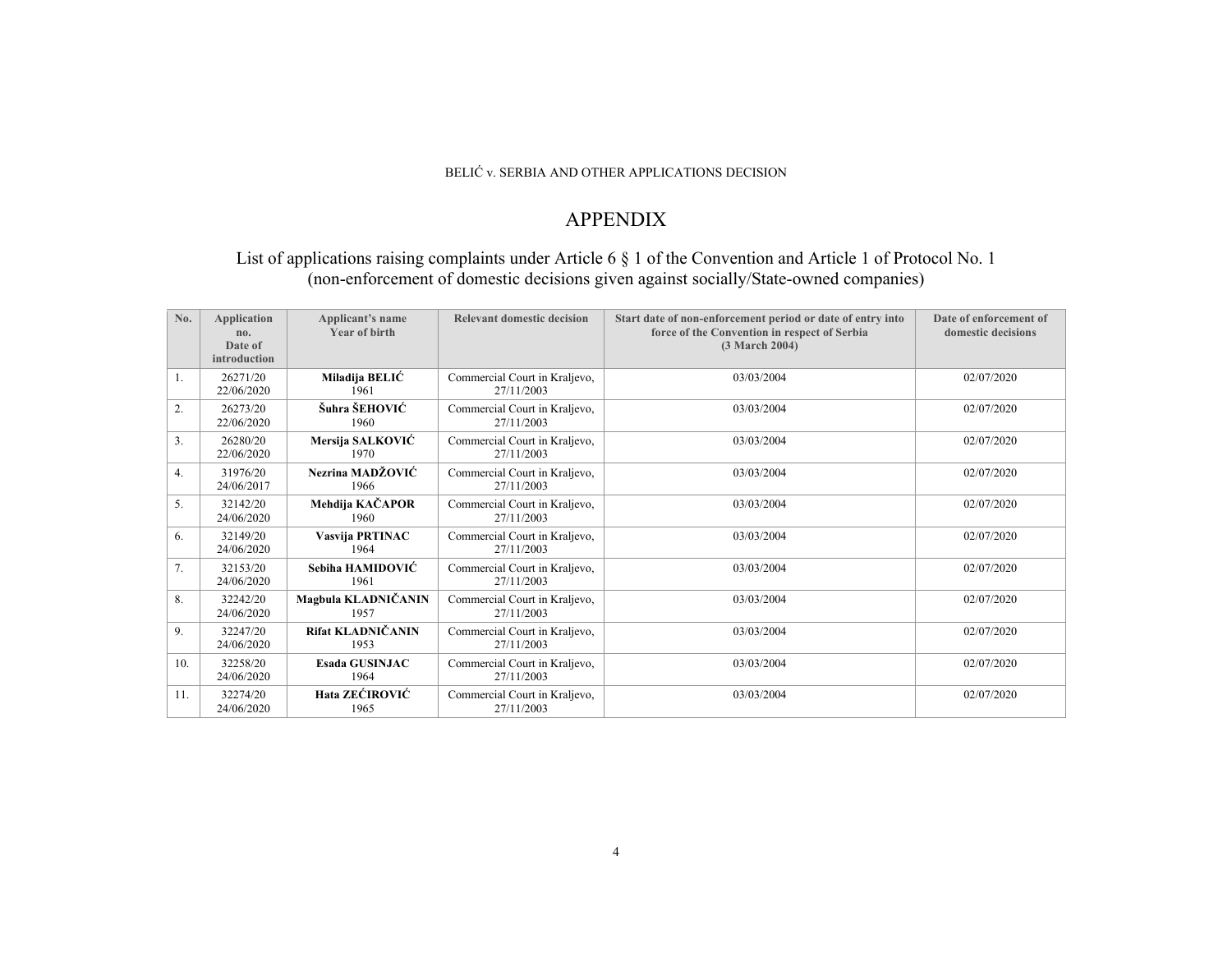# APPENDIX

## List of applications raising complaints under Article 6 § 1 of the Convention and Article 1 of Protocol No. 1 (non-enforcement of domestic decisions given against socially/State-owned companies)

| No. | Application no. Date of introduction | Applicant's name Year of birth | Relevant domestic decision | Start date of non-enforcement period or date of entry into force of the Convention in respect of Serbia (3 March 2004) | Date of enforcement of domestic decisions |
|---|---|---|---|---|---|
| 1. | 26271/20 22/06/2020 | **Miladija BELIĆ** 1961 | Commercial Court in Kraljevo, 27/11/2003 | 03/03/2004 | 02/07/2020 |
| 2. | 26273/20 22/06/2020 | **Šuhra ŠEHOVIĆ** 1960 | Commercial Court in Kraljevo, 27/11/2003 | 03/03/2004 | 02/07/2020 |
| 3. | 26280/20 22/06/2020 | **Mersija SALKOVIĆ** 1970 | Commercial Court in Kraljevo, 27/11/2003 | 03/03/2004 | 02/07/2020 |
| 4. | 31976/20 24/06/2017 | **Nezrina MADŽOVIĆ** 1966 | Commercial Court in Kraljevo, 27/11/2003 | 03/03/2004 | 02/07/2020 |
| 5. | 32142/20 24/06/2020 | **Mehdija KAČAPOR** 1960 | Commercial Court in Kraljevo, 27/11/2003 | 03/03/2004 | 02/07/2020 |
| 6. | 32149/20 24/06/2020 | **Vasvija PRTINAC** 1964 | Commercial Court in Kraljevo, 27/11/2003 | 03/03/2004 | 02/07/2020 |
| 7. | 32153/20 24/06/2020 | **Sebiha HAMIDOVIĆ** 1961 | Commercial Court in Kraljevo, 27/11/2003 | 03/03/2004 | 02/07/2020 |
| 8. | 32242/20 24/06/2020 | **Magbula KLADNIČANIN** 1957 | Commercial Court in Kraljevo, 27/11/2003 | 03/03/2004 | 02/07/2020 |
| 9. | 32247/20 24/06/2020 | **Rifat KLADNIČANIN** 1953 | Commercial Court in Kraljevo, 27/11/2003 | 03/03/2004 | 02/07/2020 |
| 10. | 32258/20 24/06/2020 | **Esada GUSINJAC** 1964 | Commercial Court in Kraljevo, 27/11/2003 | 03/03/2004 | 02/07/2020 |
| 11. | 32274/20 24/06/2020 | **Hata ZEĆIROVIĆ** 1965 | Commercial Court in Kraljevo, 27/11/2003 | 03/03/2004 | 02/07/2020 |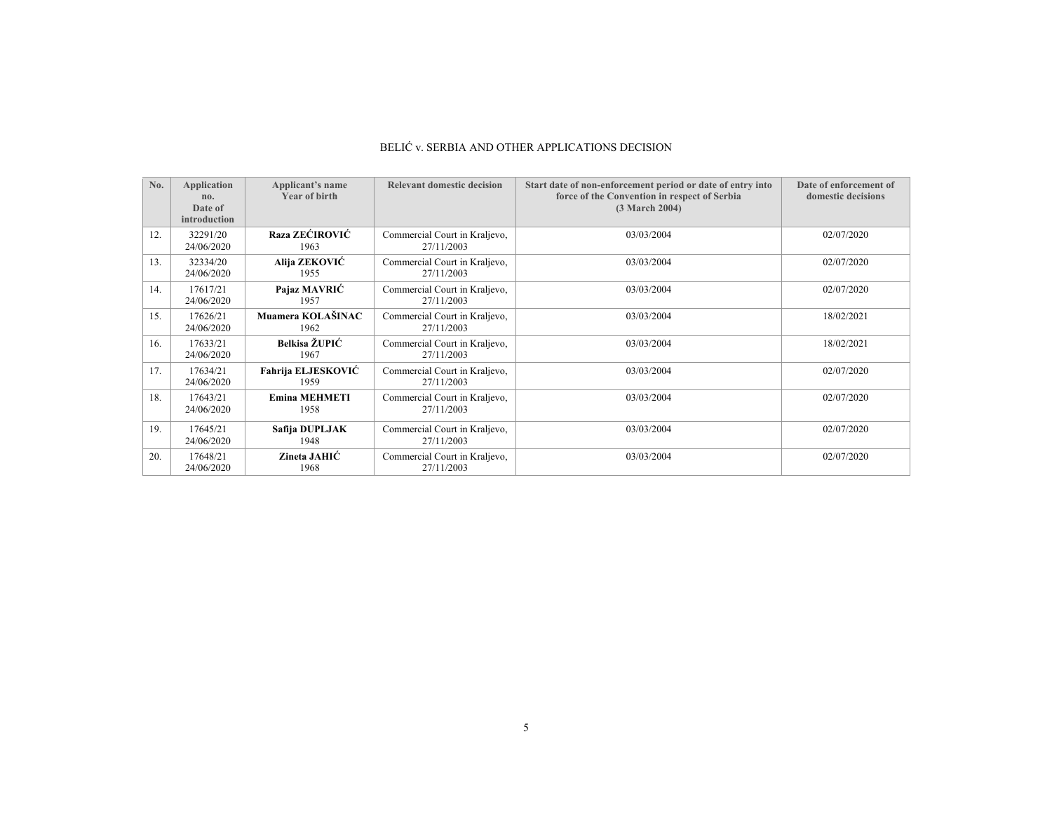| No. | Application no. Date of introduction | Applicant's name Year of birth | Relevant domestic decision | Start date of non-enforcement period or date of entry into force of the Convention in respect of Serbia (3 March 2004) | Date of enforcement of domestic decisions |
|---|---|---|---|---|---|
| 12. | 32291/20 24/06/2020 | **Raza ZEĆIROVIĆ** 1963 | Commercial Court in Kraljevo, 27/11/2003 | 03/03/2004 | 02/07/2020 |
| 13. | 32334/20 24/06/2020 | **Alija ZEKOVIĆ** 1955 | Commercial Court in Kraljevo, 27/11/2003 | 03/03/2004 | 02/07/2020 |
| 14. | 17617/21 24/06/2020 | **Pajaz MAVRIĆ** 1957 | Commercial Court in Kraljevo, 27/11/2003 | 03/03/2004 | 02/07/2020 |
| 15. | 17626/21 24/06/2020 | **Muamera KOLAŠINAC** 1962 | Commercial Court in Kraljevo, 27/11/2003 | 03/03/2004 | 18/02/2021 |
| 16. | 17633/21 24/06/2020 | **Belkisa ŽUPIĆ** 1967 | Commercial Court in Kraljevo, 27/11/2003 | 03/03/2004 | 18/02/2021 |
| 17. | 17634/21 24/06/2020 | **Fahrija ELJESKOVIĆ** 1959 | Commercial Court in Kraljevo, 27/11/2003 | 03/03/2004 | 02/07/2020 |
| 18. | 17643/21 24/06/2020 | **Emina MEHMETI** 1958 | Commercial Court in Kraljevo, 27/11/2003 | 03/03/2004 | 02/07/2020 |
| 19. | 17645/21 24/06/2020 | **Safija DUPLJAK** 1948 | Commercial Court in Kraljevo, 27/11/2003 | 03/03/2004 | 02/07/2020 |
| 20. | 17648/21 24/06/2020 | **Zineta JAHIĆ** 1968 | Commercial Court in Kraljevo, 27/11/2003 | 03/03/2004 | 02/07/2020 |